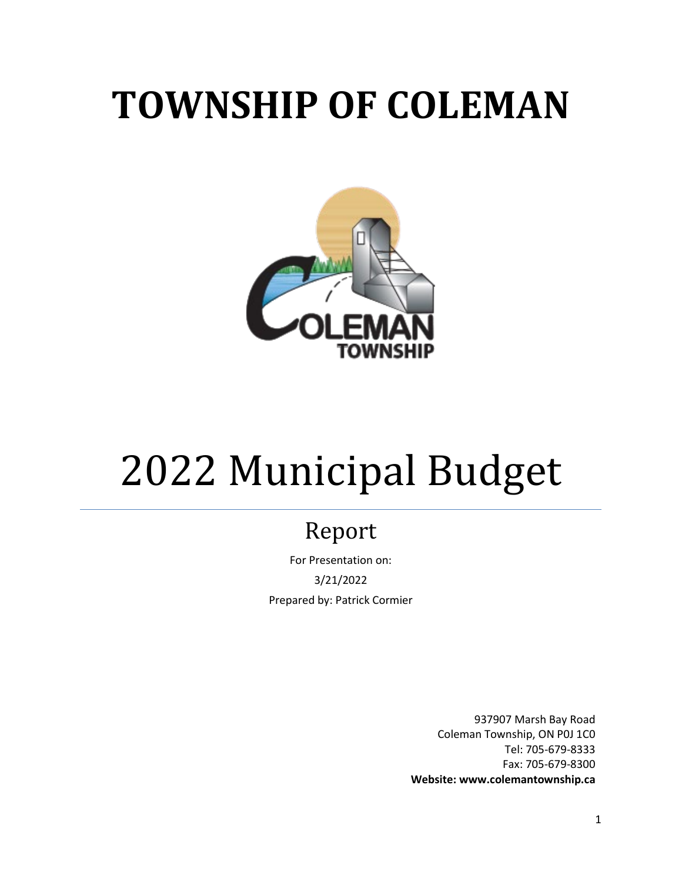# TOWNSHIP OF COLEMAN

# 2022 Municipal Budget

## Report

For Presentation on:

3/21/2022

Prepared by: Patrick Cormier

937907 Marsh Bay Road
Coleman Township, ON P0J 1C0
Tel: 705-679-8333
Fax: 705-679-8300
**Website: www.colemantownship.ca**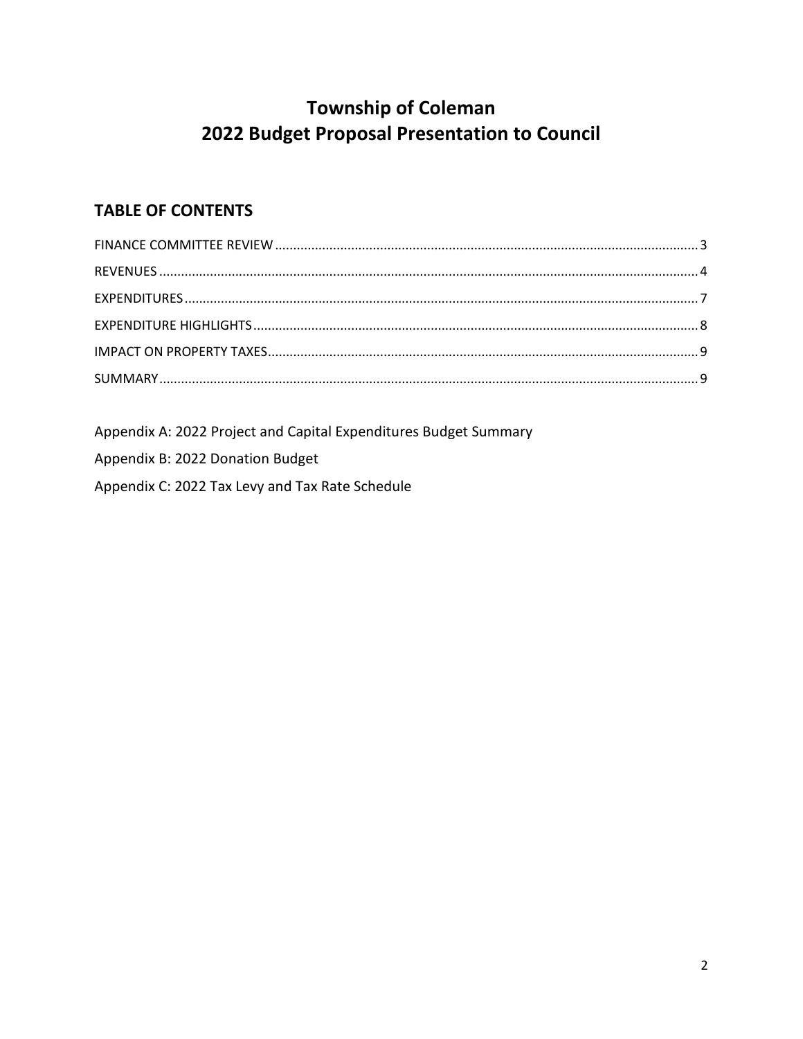# Township of Coleman
# 2022 Budget Proposal Presentation to Council

## TABLE OF CONTENTS

FINANCE COMMITTEE REVIEW .......... 3

REVENUES .......... 4

EXPENDITURES .......... 7

EXPENDITURE HIGHLIGHTS .......... 8

IMPACT ON PROPERTY TAXES .......... 9

SUMMARY .......... 9

Appendix A: 2022 Project and Capital Expenditures Budget Summary

Appendix B: 2022 Donation Budget

Appendix C: 2022 Tax Levy and Tax Rate Schedule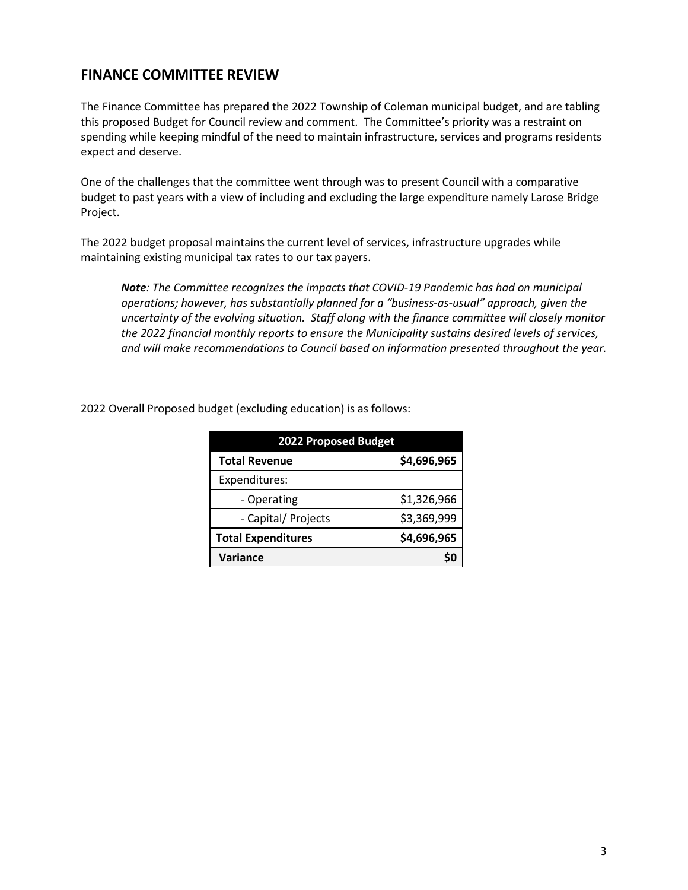## FINANCE COMMITTEE REVIEW

The Finance Committee has prepared the 2022 Township of Coleman municipal budget, and are tabling this proposed Budget for Council review and comment. The Committee's priority was a restraint on spending while keeping mindful of the need to maintain infrastructure, services and programs residents expect and deserve.

One of the challenges that the committee went through was to present Council with a comparative budget to past years with a view of including and excluding the large expenditure namely Larose Bridge Project.

The 2022 budget proposal maintains the current level of services, infrastructure upgrades while maintaining existing municipal tax rates to our tax payers.

> ***Note**: The Committee recognizes the impacts that COVID-19 Pandemic has had on municipal operations; however, has substantially planned for a "business-as-usual" approach, given the uncertainty of the evolving situation. Staff along with the finance committee will closely monitor the 2022 financial monthly reports to ensure the Municipality sustains desired levels of services, and will make recommendations to Council based on information presented throughout the year.*

2022 Overall Proposed budget (excluding education) is as follows:

| 2022 Proposed Budget | |
|---|---|
| **Total Revenue** | **$4,696,965** |
| Expenditures: | |
| - Operating | $1,326,966 |
| - Capital/ Projects | $3,369,999 |
| **Total Expenditures** | **$4,696,965** |
| **Variance** | **$0** |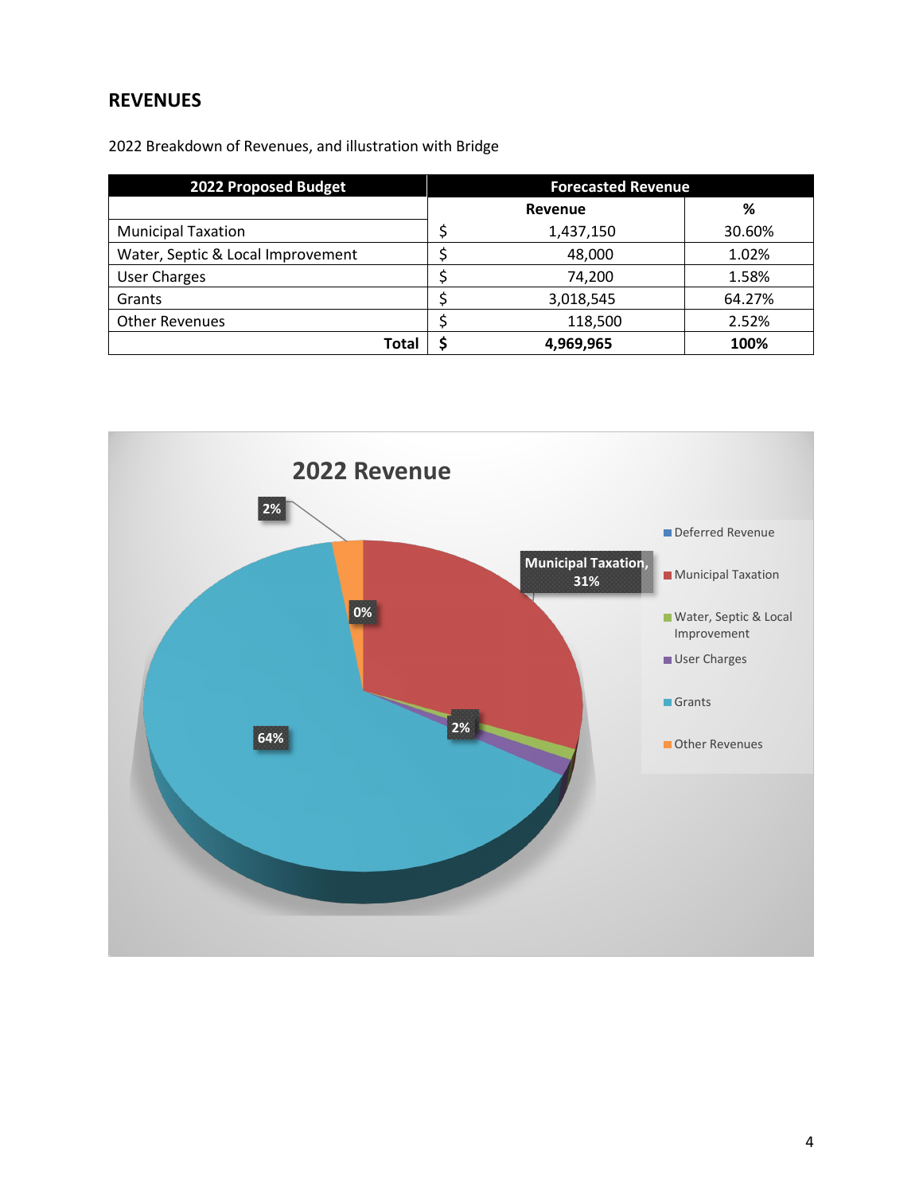## REVENUES

2022 Breakdown of Revenues, and illustration with Bridge

| 2022 Proposed Budget | Forecasted Revenue | |
|---|---|---|
| | Revenue | % |
| Municipal Taxation | $ 1,437,150 | 30.60% |
| Water, Septic & Local Improvement | $ 48,000 | 1.02% |
| User Charges | $ 74,200 | 1.58% |
| Grants | $ 3,018,545 | 64.27% |
| Other Revenues | $ 118,500 | 2.52% |
| **Total** | **$ 4,969,965** | **100%** |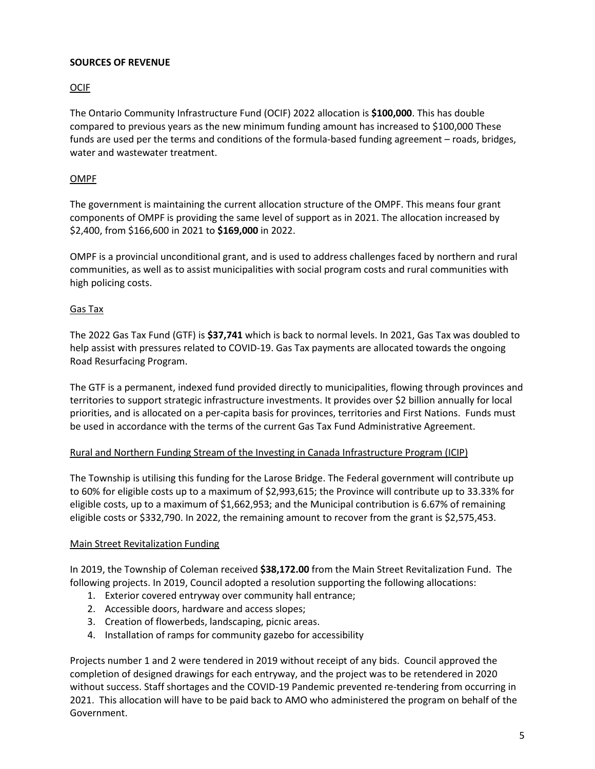**SOURCES OF REVENUE**

OCIF

The Ontario Community Infrastructure Fund (OCIF) 2022 allocation is **$100,000**. This has double compared to previous years as the new minimum funding amount has increased to $100,000 These funds are used per the terms and conditions of the formula-based funding agreement – roads, bridges, water and wastewater treatment.

OMPF

The government is maintaining the current allocation structure of the OMPF. This means four grant components of OMPF is providing the same level of support as in 2021. The allocation increased by $2,400, from $166,600 in 2021 to **$169,000** in 2022.

OMPF is a provincial unconditional grant, and is used to address challenges faced by northern and rural communities, as well as to assist municipalities with social program costs and rural communities with high policing costs.

Gas Tax

The 2022 Gas Tax Fund (GTF) is **$37,741** which is back to normal levels. In 2021, Gas Tax was doubled to help assist with pressures related to COVID-19. Gas Tax payments are allocated towards the ongoing Road Resurfacing Program.

The GTF is a permanent, indexed fund provided directly to municipalities, flowing through provinces and territories to support strategic infrastructure investments. It provides over $2 billion annually for local priorities, and is allocated on a per-capita basis for provinces, territories and First Nations. Funds must be used in accordance with the terms of the current Gas Tax Fund Administrative Agreement.

Rural and Northern Funding Stream of the Investing in Canada Infrastructure Program (ICIP)

The Township is utilising this funding for the Larose Bridge. The Federal government will contribute up to 60% for eligible costs up to a maximum of $2,993,615; the Province will contribute up to 33.33% for eligible costs, up to a maximum of $1,662,953; and the Municipal contribution is 6.67% of remaining eligible costs or $332,790. In 2022, the remaining amount to recover from the grant is $2,575,453.

Main Street Revitalization Funding

In 2019, the Township of Coleman received **$38,172.00** from the Main Street Revitalization Fund. The following projects. In 2019, Council adopted a resolution supporting the following allocations:

1. Exterior covered entryway over community hall entrance;
2. Accessible doors, hardware and access slopes;
3. Creation of flowerbeds, landscaping, picnic areas.
4. Installation of ramps for community gazebo for accessibility

Projects number 1 and 2 were tendered in 2019 without receipt of any bids. Council approved the completion of designed drawings for each entryway, and the project was to be retendered in 2020 without success. Staff shortages and the COVID-19 Pandemic prevented re-tendering from occurring in 2021. This allocation will have to be paid back to AMO who administered the program on behalf of the Government.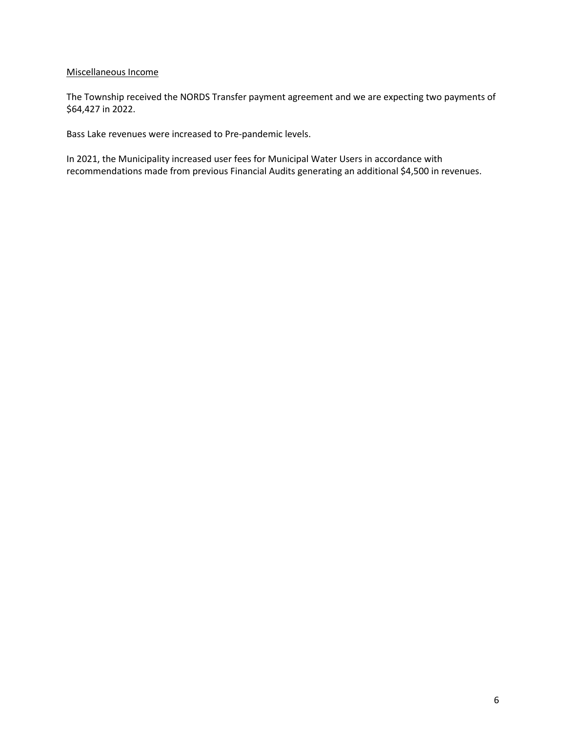## Miscellaneous Income

The Township received the NORDS Transfer payment agreement and we are expecting two payments of $64,427 in 2022.

Bass Lake revenues were increased to Pre-pandemic levels.

In 2021, the Municipality increased user fees for Municipal Water Users in accordance with recommendations made from previous Financial Audits generating an additional $4,500 in revenues.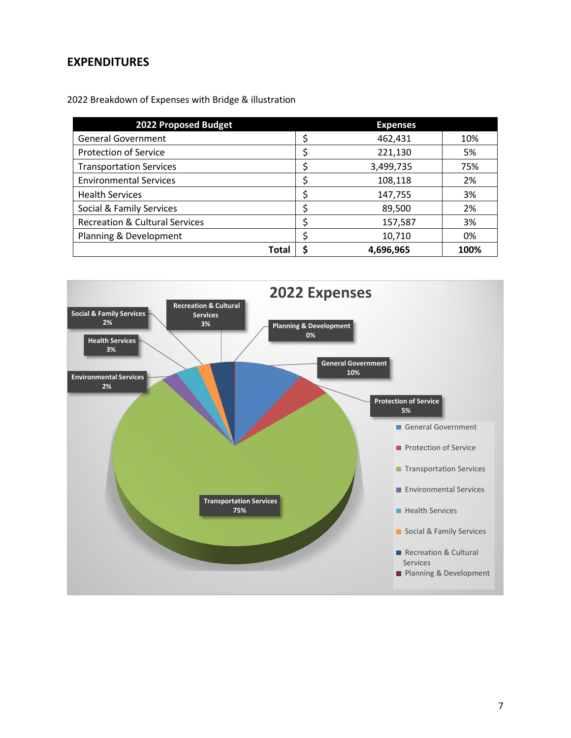# EXPENDITURES

2022 Breakdown of Expenses with Bridge & illustration

| 2022 Proposed Budget | | Expenses | |
|---|---|---|---|
| General Government | $ | 462,431 | 10% |
| Protection of Service | $ | 221,130 | 5% |
| Transportation Services | $ | 3,499,735 | 75% |
| Environmental Services | $ | 108,118 | 2% |
| Health Services | $ | 147,755 | 3% |
| Social & Family Services | $ | 89,500 | 2% |
| Recreation & Cultural Services | $ | 157,587 | 3% |
| Planning & Development | $ | 10,710 | 0% |
| **Total** | **$** | **4,696,965** | **100%** |

**2022 Expenses**

- General Government: 10%
- Protection of Service: 5%
- Transportation Services: 75%
- Environmental Services: 2%
- Health Services: 3%
- Social & Family Services: 2%
- Recreation & Cultural Services: 3%
- Planning & Development: 0%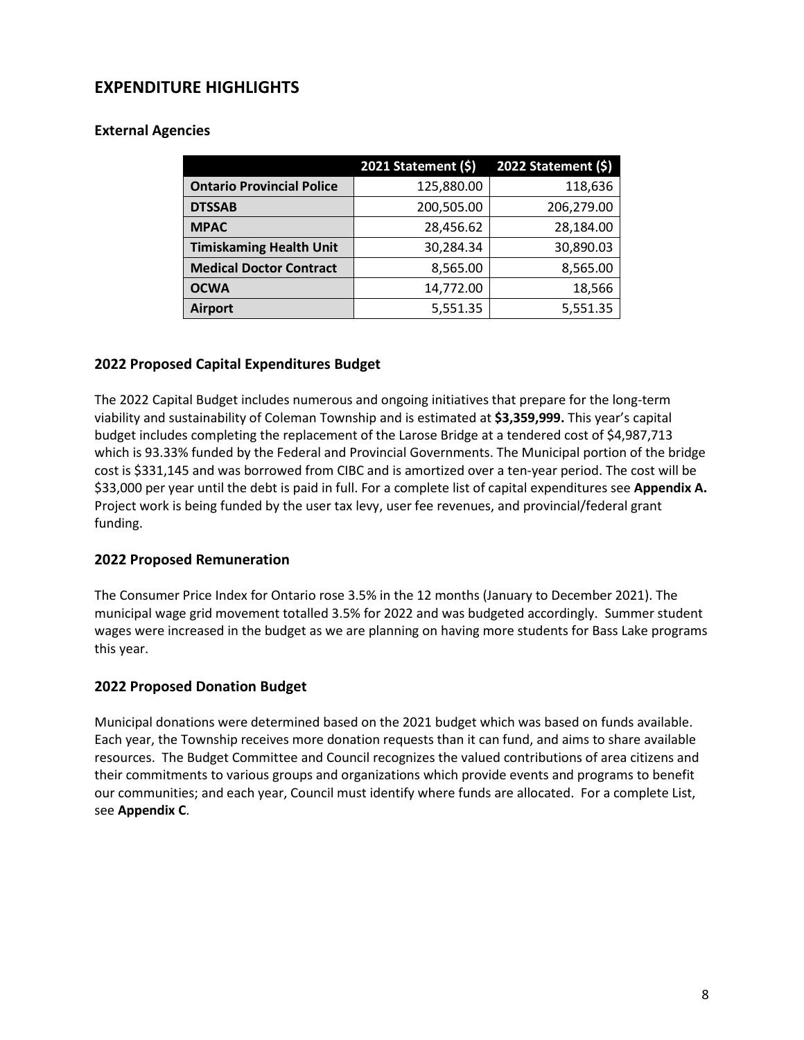## EXPENDITURE HIGHLIGHTS

### External Agencies

| | 2021 Statement ($) | 2022 Statement ($) |
|---|---|---|
| **Ontario Provincial Police** | 125,880.00 | 118,636 |
| **DTSSAB** | 200,505.00 | 206,279.00 |
| **MPAC** | 28,456.62 | 28,184.00 |
| **Timiskaming Health Unit** | 30,284.34 | 30,890.03 |
| **Medical Doctor Contract** | 8,565.00 | 8,565.00 |
| **OCWA** | 14,772.00 | 18,566 |
| **Airport** | 5,551.35 | 5,551.35 |

### 2022 Proposed Capital Expenditures Budget

The 2022 Capital Budget includes numerous and ongoing initiatives that prepare for the long-term viability and sustainability of Coleman Township and is estimated at **$3,359,999.** This year's capital budget includes completing the replacement of the Larose Bridge at a tendered cost of $4,987,713 which is 93.33% funded by the Federal and Provincial Governments. The Municipal portion of the bridge cost is $331,145 and was borrowed from CIBC and is amortized over a ten-year period. The cost will be $33,000 per year until the debt is paid in full. For a complete list of capital expenditures see **Appendix A.** Project work is being funded by the user tax levy, user fee revenues, and provincial/federal grant funding.

### 2022 Proposed Remuneration

The Consumer Price Index for Ontario rose 3.5% in the 12 months (January to December 2021). The municipal wage grid movement totalled 3.5% for 2022 and was budgeted accordingly. Summer student wages were increased in the budget as we are planning on having more students for Bass Lake programs this year.

### 2022 Proposed Donation Budget

Municipal donations were determined based on the 2021 budget which was based on funds available. Each year, the Township receives more donation requests than it can fund, and aims to share available resources. The Budget Committee and Council recognizes the valued contributions of area citizens and their commitments to various groups and organizations which provide events and programs to benefit our communities; and each year, Council must identify where funds are allocated. For a complete List, see **Appendix C**.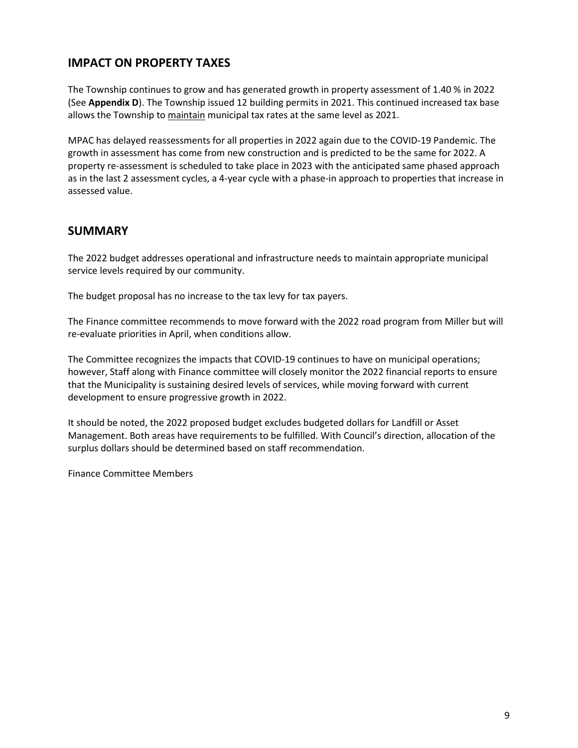## IMPACT ON PROPERTY TAXES

The Township continues to grow and has generated growth in property assessment of 1.40 % in 2022 (See **Appendix D**). The Township issued 12 building permits in 2021. This continued increased tax base allows the Township to maintain municipal tax rates at the same level as 2021.

MPAC has delayed reassessments for all properties in 2022 again due to the COVID-19 Pandemic. The growth in assessment has come from new construction and is predicted to be the same for 2022. A property re-assessment is scheduled to take place in 2023 with the anticipated same phased approach as in the last 2 assessment cycles, a 4-year cycle with a phase-in approach to properties that increase in assessed value.

## SUMMARY

The 2022 budget addresses operational and infrastructure needs to maintain appropriate municipal service levels required by our community.

The budget proposal has no increase to the tax levy for tax payers.

The Finance committee recommends to move forward with the 2022 road program from Miller but will re-evaluate priorities in April, when conditions allow.

The Committee recognizes the impacts that COVID-19 continues to have on municipal operations; however, Staff along with Finance committee will closely monitor the 2022 financial reports to ensure that the Municipality is sustaining desired levels of services, while moving forward with current development to ensure progressive growth in 2022.

It should be noted, the 2022 proposed budget excludes budgeted dollars for Landfill or Asset Management. Both areas have requirements to be fulfilled. With Council's direction, allocation of the surplus dollars should be determined based on staff recommendation.

Finance Committee Members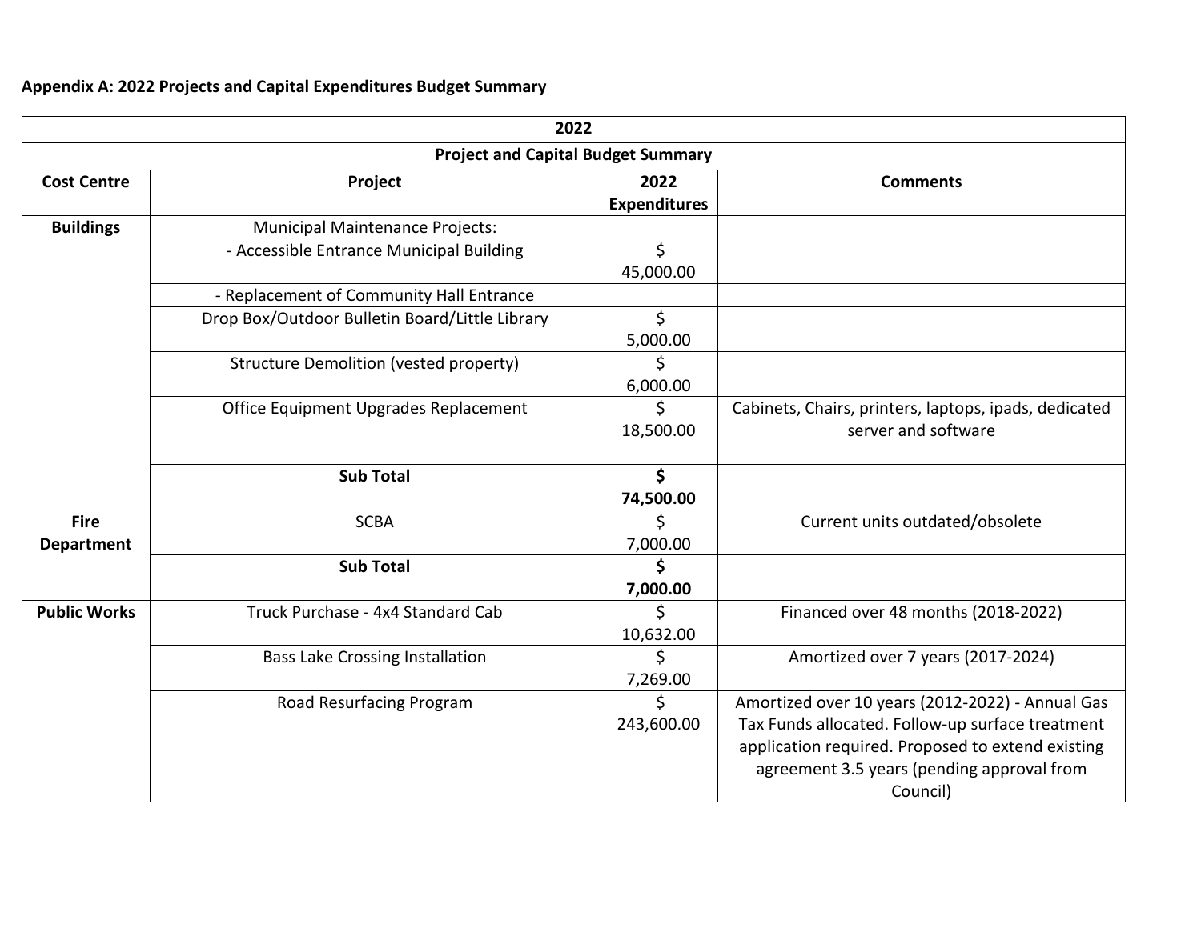**Appendix A: 2022 Projects and Capital Expenditures Budget Summary**

| 2022 | | | |
|---|---|---|---|
| **Project and Capital Budget Summary** | | | |
| **Cost Centre** | **Project** | **2022 Expenditures** | **Comments** |
| **Buildings** | Municipal Maintenance Projects: | | |
| | - Accessible Entrance Municipal Building | $ 45,000.00 | |
| | - Replacement of Community Hall Entrance | | |
| | Drop Box/Outdoor Bulletin Board/Little Library | $ 5,000.00 | |
| | Structure Demolition (vested property) | $ 6,000.00 | |
| | Office Equipment Upgrades Replacement | $ 18,500.00 | Cabinets, Chairs, printers, laptops, ipads, dedicated server and software |
| | | | |
| | **Sub Total** | **$ 74,500.00** | |
| **Fire Department** | SCBA | $ 7,000.00 | Current units outdated/obsolete |
| | **Sub Total** | **$ 7,000.00** | |
| **Public Works** | Truck Purchase - 4x4 Standard Cab | $ 10,632.00 | Financed over 48 months (2018-2022) |
| | Bass Lake Crossing Installation | $ 7,269.00 | Amortized over 7 years (2017-2024) |
| | Road Resurfacing Program | $ 243,600.00 | Amortized over 10 years (2012-2022) - Annual Gas Tax Funds allocated. Follow-up surface treatment application required. Proposed to extend existing agreement 3.5 years (pending approval from Council) |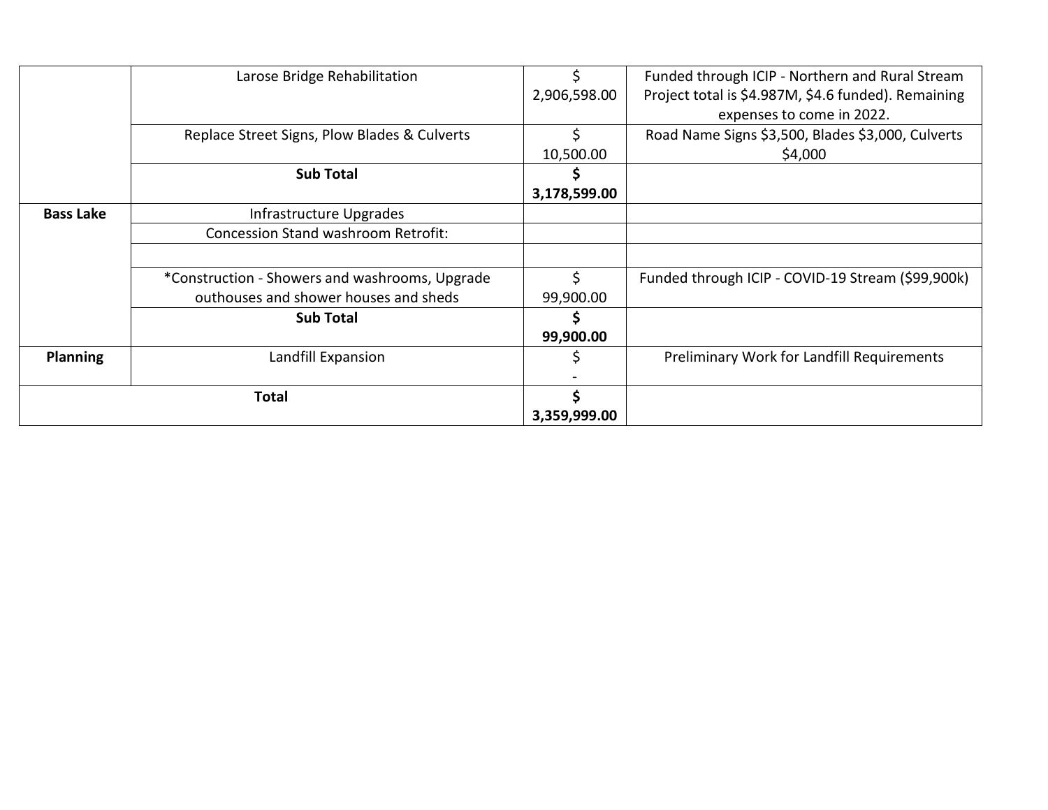|  |  |  |  |
|---|---|---|---|
|  | Larose Bridge Rehabilitation | $ 2,906,598.00 | Funded through ICIP - Northern and Rural Stream Project total is $4.987M, $4.6 funded). Remaining expenses to come in 2022. |
|  | Replace Street Signs, Plow Blades & Culverts | $ 10,500.00 | Road Name Signs $3,500, Blades $3,000, Culverts $4,000 |
|  | **Sub Total** | **$ 3,178,599.00** |  |
| **Bass Lake** | Infrastructure Upgrades |  |  |
|  | Concession Stand washroom Retrofit: |  |  |
|  |  |  |  |
|  | *Construction - Showers and washrooms, Upgrade outhouses and shower houses and sheds | $ 99,900.00 | Funded through ICIP - COVID-19 Stream ($99,900k) |
|  | **Sub Total** | **$ 99,900.00** |  |
| **Planning** | Landfill Expansion | $ - | Preliminary Work for Landfill Requirements |
| **Total** |  | **$ 3,359,999.00** |  |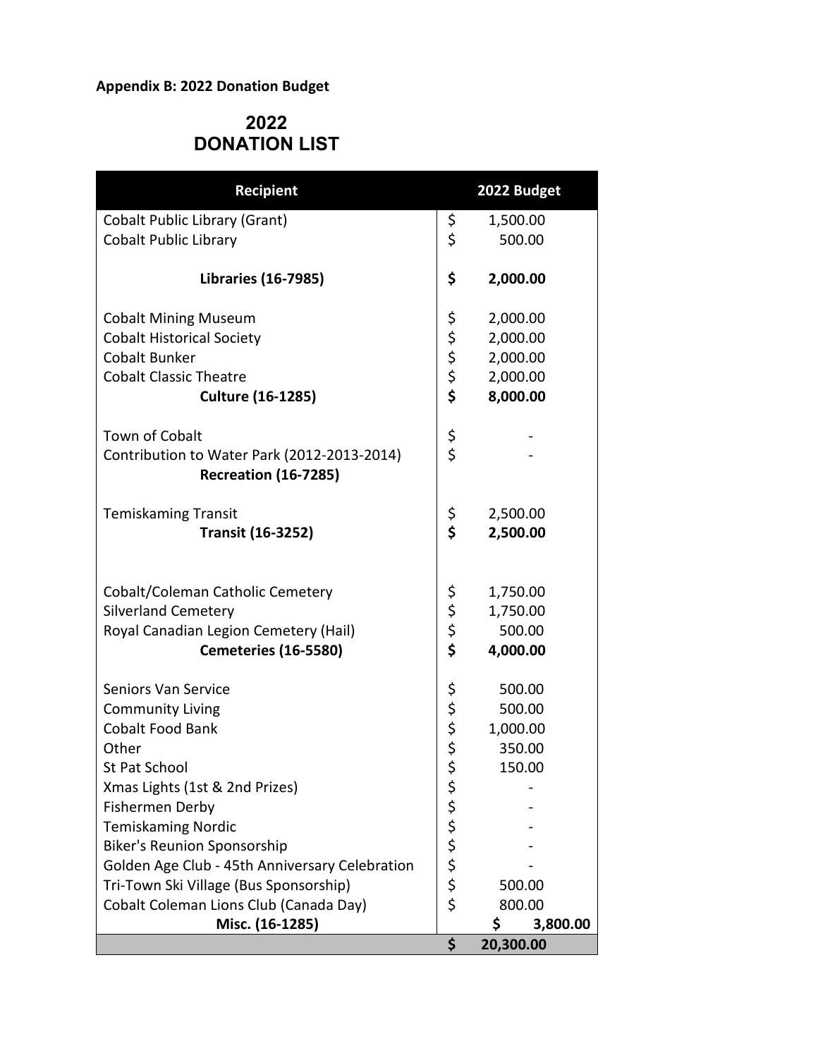**Appendix B: 2022 Donation Budget**

## 2022
## DONATION LIST

| Recipient | 2022 Budget |
|---|---|
| Cobalt Public Library (Grant) | $ 1,500.00 |
| Cobalt Public Library | $ 500.00 |
| **Libraries (16-7985)** | **$ 2,000.00** |
| Cobalt Mining Museum | $ 2,000.00 |
| Cobalt Historical Society | $ 2,000.00 |
| Cobalt Bunker | $ 2,000.00 |
| Cobalt Classic Theatre | $ 2,000.00 |
| **Culture (16-1285)** | **$ 8,000.00** |
| Town of Cobalt | $ - |
| Contribution to Water Park (2012-2013-2014) | $ - |
| **Recreation (16-7285)** | |
| Temiskaming Transit | $ 2,500.00 |
| **Transit (16-3252)** | **$ 2,500.00** |
| Cobalt/Coleman Catholic Cemetery | $ 1,750.00 |
| Silverland Cemetery | $ 1,750.00 |
| Royal Canadian Legion Cemetery (Hail) | $ 500.00 |
| **Cemeteries (16-5580)** | **$ 4,000.00** |
| Seniors Van Service | $ 500.00 |
| Community Living | $ 500.00 |
| Cobalt Food Bank | $ 1,000.00 |
| Other | $ 350.00 |
| St Pat School | $ 150.00 |
| Xmas Lights (1st & 2nd Prizes) | $ - |
| Fishermen Derby | $ - |
| Temiskaming Nordic | $ - |
| Biker's Reunion Sponsorship | $ - |
| Golden Age Club - 45th Anniversary Celebration | $ - |
| Tri-Town Ski Village (Bus Sponsorship) | $ 500.00 |
| Cobalt Coleman Lions Club (Canada Day) | $ 800.00 |
| **Misc. (16-1285)** | **$ 3,800.00** |
| | **$ 20,300.00** |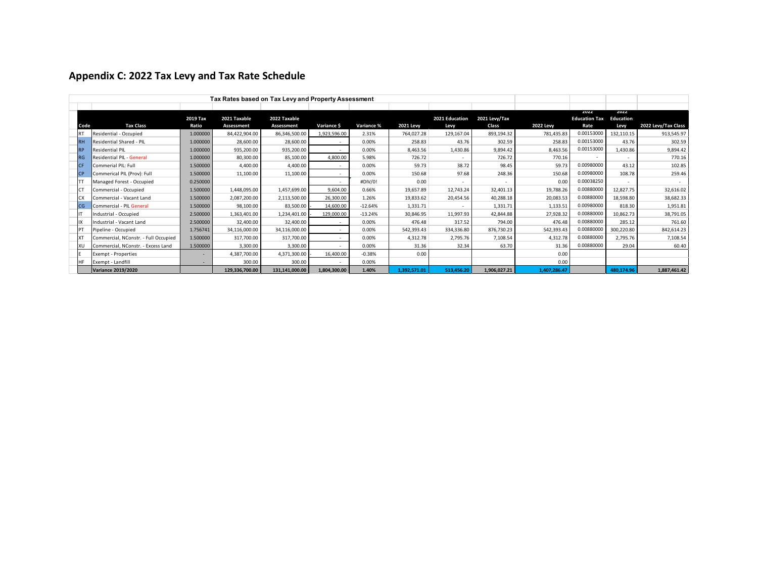## Appendix C: 2022 Tax Levy and Tax Rate Schedule

| Tax Rates based on Tax Levy and Property Assessment | | | | | | | | | | | | | |
|---|---|---|---|---|---|---|---|---|---|---|---|---|---|
| **Code** | **Tax Class** | **2019 Tax Ratio** | **2021 Taxable Assessment** | **2022 Taxable Assessment** | **Variance $** | **Variance %** | **2021 Levy** | **2021 Education Levy** | **2021 Levy/Tax Class** | **2022 Levy** | **2022 Education Tax Rate** | **2022 Education Levy** | **2022 Levy/Tax Class** |
| RT | Residential - Occupied | 1.000000 | 84,422,904.00 | 86,346,500.00 | 1,923,596.00 | 2.31% | 764,027.28 | 129,167.04 | 893,194.32 | 781,435.83 | 0.00153000 | 132,110.15 | 913,545.97 |
| RH | Residential Shared - PIL | 1.000000 | 28,600.00 | 28,600.00 | - | 0.00% | 258.83 | 43.76 | 302.59 | 258.83 | 0.00153000 | 43.76 | 302.59 |
| RP | Residential PIL | 1.000000 | 935,200.00 | 935,200.00 | - | 0.00% | 8,463.56 | 1,430.86 | 9,894.42 | 8,463.56 | 0.00153000 | 1,430.86 | 9,894.42 |
| RG | Residential PIL - General | 1.000000 | 80,300.00 | 85,100.00 | 4,800.00 | 5.98% | 726.72 | - | 726.72 | 770.16 | - | - | 770.16 |
| CF | Commerial PIL: Full | 1.500000 | 4,400.00 | 4,400.00 | - | 0.00% | 59.73 | 38.72 | 98.45 | 59.73 | 0.00980000 | 43.12 | 102.85 |
| CP | Commerical PIL (Prov): Full | 1.500000 | 11,100.00 | 11,100.00 | - | 0.00% | 150.68 | 97.68 | 248.36 | 150.68 | 0.00980000 | 108.78 | 259.46 |
| TT | Managed Forest - Occupied | 0.250000 | | | - | #DIV/0! | 0.00 | - | - | 0.00 | 0.00038250 | - | - |
| CT | Commercial - Occupied | 1.500000 | 1,448,095.00 | 1,457,699.00 | 9,604.00 | 0.66% | 19,657.89 | 12,743.24 | 32,401.13 | 19,788.26 | 0.00880000 | 12,827.75 | 32,616.02 |
| CX | Commercial - Vacant Land | 1.500000 | 2,087,200.00 | 2,113,500.00 | 26,300.00 | 1.26% | 19,833.62 | 20,454.56 | 40,288.18 | 20,083.53 | 0.00880000 | 18,598.80 | 38,682.33 |
| CG | Commercial - PIL General | 1.500000 | 98,100.00 | 83,500.00 | - 14,600.00 | -12.64% | 1,331.71 | - | 1,331.71 | 1,133.51 | 0.00980000 | 818.30 | 1,951.81 |
| IT | Industrial - Occupied | 2.500000 | 1,363,401.00 | 1,234,401.00 | - 129,000.00 | -13.24% | 30,846.95 | 11,997.93 | 42,844.88 | 27,928.32 | 0.00880000 | 10,862.73 | 38,791.05 |
| IX | Industrial - Vacant Land | 2.500000 | 32,400.00 | 32,400.00 | - | 0.00% | 476.48 | 317.52 | 794.00 | 476.48 | 0.00880000 | 285.12 | 761.60 |
| PT | Pipeline - Occupied | 1.756741 | 34,116,000.00 | 34,116,000.00 | - | 0.00% | 542,393.43 | 334,336.80 | 876,730.23 | 542,393.43 | 0.00880000 | 300,220.80 | 842,614.23 |
| XT | Commercial, NConstr. - Full Occupied | 1.500000 | 317,700.00 | 317,700.00 | - | 0.00% | 4,312.78 | 2,795.76 | 7,108.54 | 4,312.78 | 0.00880000 | 2,795.76 | 7,108.54 |
| XU | Commercial, NConstr. - Excess Land | 1.500000 | 3,300.00 | 3,300.00 | - | 0.00% | 31.36 | 32.34 | 63.70 | 31.36 | 0.00880000 | 29.04 | 60.40 |
| E | Exempt - Properties | - | 4,387,700.00 | 4,371,300.00 | - 16,400.00 | -0.38% | 0.00 | | | 0.00 | | | |
| HF | Exempt - Landfill | - | 300.00 | 300.00 | - | 0.00% | | | | 0.00 | | | |
| | **Variance 2019/2020** | | **129,336,700.00** | **131,141,000.00** | **1,804,300.00** | **1.40%** | **1,392,571.01** | **513,456.20** | **1,906,027.21** | **1,407,286.47** | | **480,174.96** | **1,887,461.42** |